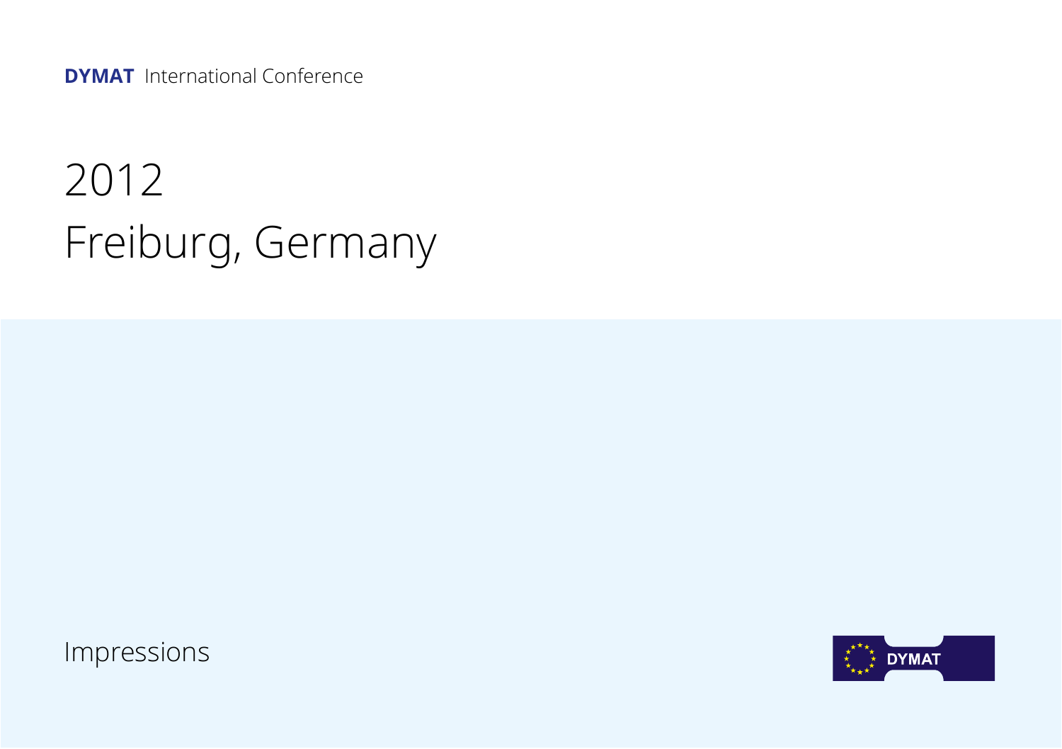**DYMAT** International Conference

# 2012
# Freiburg, Germany

Impressions

DYMAT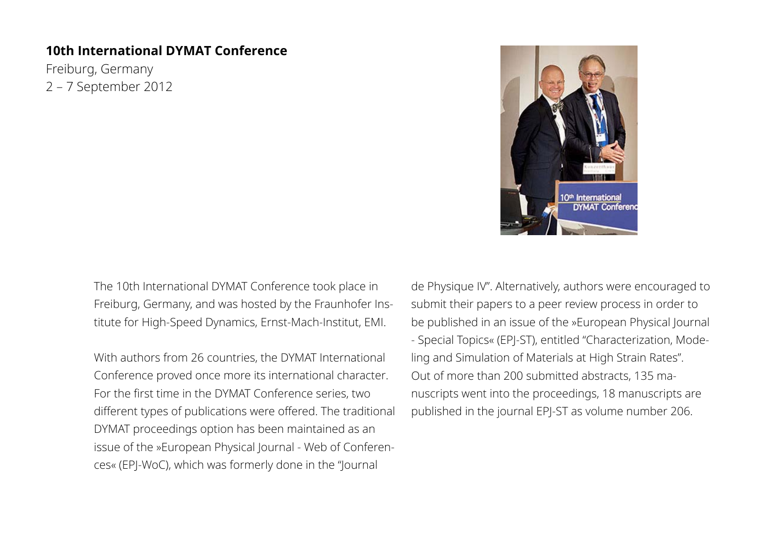**10th International DYMAT Conference**

Freiburg, Germany
2 – 7 September 2012

The 10th International DYMAT Conference took place in Freiburg, Germany, and was hosted by the Fraunhofer Institute for High-Speed Dynamics, Ernst-Mach-Institut, EMI.

With authors from 26 countries, the DYMAT International Conference proved once more its international character. For the first time in the DYMAT Conference series, two different types of publications were offered. The traditional DYMAT proceedings option has been maintained as an issue of the »European Physical Journal - Web of Conferences« (EPJ-WoC), which was formerly done in the "Journal de Physique IV". Alternatively, authors were encouraged to submit their papers to a peer review process in order to be published in an issue of the »European Physical Journal - Special Topics« (EPJ-ST), entitled "Characterization, Modeling and Simulation of Materials at High Strain Rates". Out of more than 200 submitted abstracts, 135 manuscripts went into the proceedings, 18 manuscripts are published in the journal EPJ-ST as volume number 206.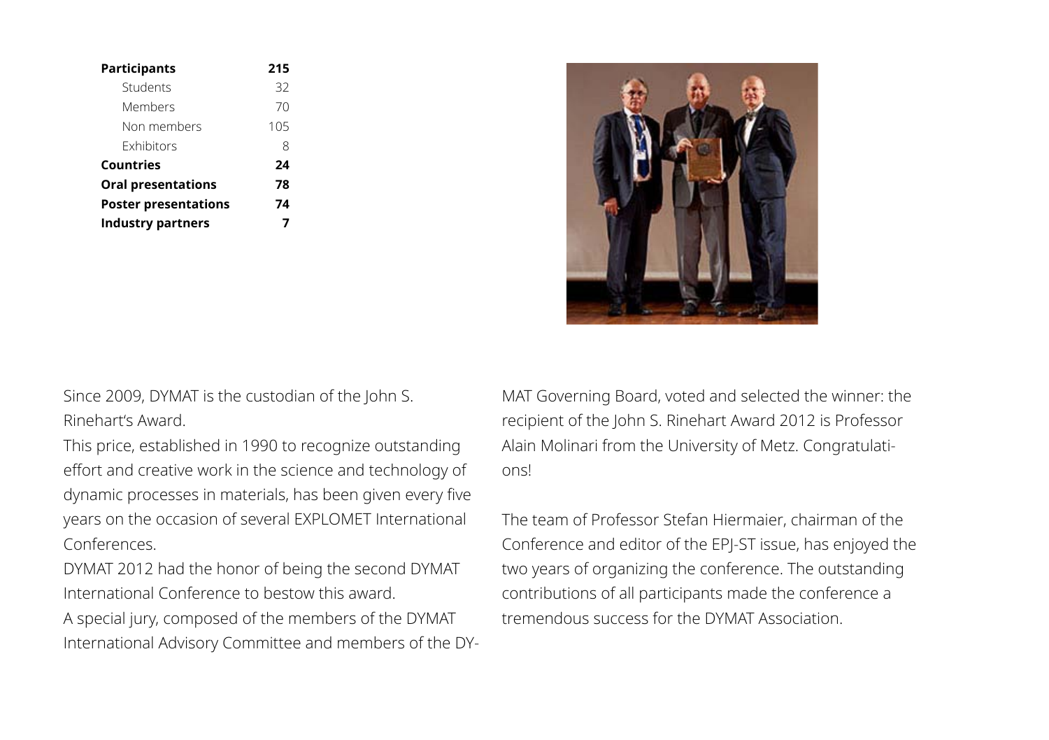| Participants | 215 |
|---|---|
| Students | 32 |
| Members | 70 |
| Non members | 105 |
| Exhibitors | 8 |
| **Countries** | **24** |
| **Oral presentations** | **78** |
| **Poster presentations** | **74** |
| **Industry partners** | **7** |

Since 2009, DYMAT is the custodian of the John S. Rinehart's Award.

This price, established in 1990 to recognize outstanding effort and creative work in the science and technology of dynamic processes in materials, has been given every five years on the occasion of several EXPLOMET International Conferences.

DYMAT 2012 had the honor of being the second DYMAT International Conference to bestow this award.

A special jury, composed of the members of the DYMAT International Advisory Committee and members of the DYMAT Governing Board, voted and selected the winner: the recipient of the John S. Rinehart Award 2012 is Professor Alain Molinari from the University of Metz. Congratulations!

The team of Professor Stefan Hiermaier, chairman of the Conference and editor of the EPJ-ST issue, has enjoyed the two years of organizing the conference. The outstanding contributions of all participants made the conference a tremendous success for the DYMAT Association.